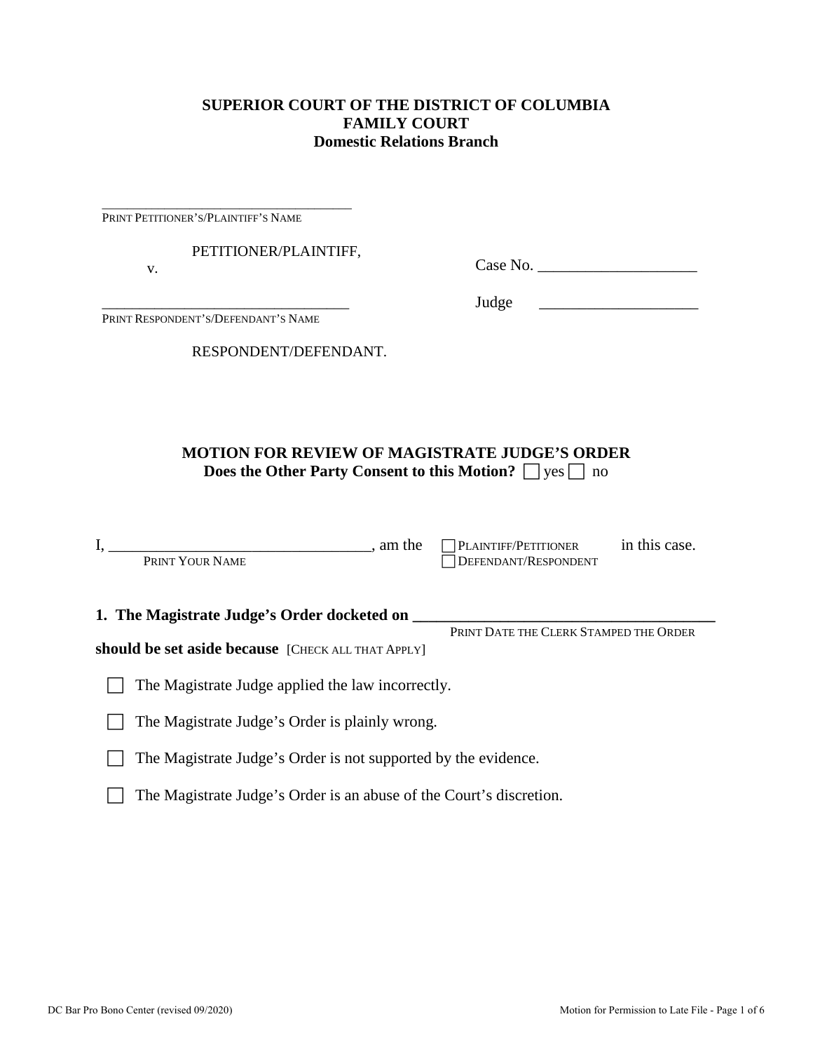**SUPERIOR COURT OF THE DISTRICT OF COLUMBIA**
**FAMILY COURT**
**Domestic Relations Branch**

\_\_\_\_\_\_\_\_\_\_\_\_\_\_\_\_\_\_\_\_\_\_\_\_\_\_\_\_\_\_\_\_\_\_\_
PRINT PETITIONER'S/PLAINTIFF'S NAME

PETITIONER/PLAINTIFF,

v.

Case No. \_\_\_\_\_\_\_\_\_\_\_\_\_\_\_\_\_\_\_\_

Judge \_\_\_\_\_\_\_\_\_\_\_\_\_\_\_\_\_\_\_\_

\_\_\_\_\_\_\_\_\_\_\_\_\_\_\_\_\_\_\_\_\_\_\_\_\_\_\_\_\_\_\_\_\_\_\_
PRINT RESPONDENT'S/DEFENDANT'S NAME

RESPONDENT/DEFENDANT.

**MOTION FOR REVIEW OF MAGISTRATE JUDGE'S ORDER**
**Does the Other Party Consent to this Motion?** ☐ yes ☐ no

I, \_\_\_\_\_\_\_\_\_\_\_\_\_\_\_\_\_\_\_\_\_\_\_\_\_\_\_\_\_\_\_\_\_, am the ☐ PLAINTIFF/PETITIONER ☐ DEFENDANT/RESPONDENT in this case.
PRINT YOUR NAME

**1. The Magistrate Judge's Order docketed on \_\_\_\_\_\_\_\_\_\_\_\_\_\_\_\_\_\_\_\_\_\_\_\_\_\_\_\_\_\_\_\_\_\_\_\_\_\_**
PRINT DATE THE CLERK STAMPED THE ORDER

**should be set aside because** [CHECK ALL THAT APPLY]

☐ The Magistrate Judge applied the law incorrectly.

☐ The Magistrate Judge's Order is plainly wrong.

☐ The Magistrate Judge's Order is not supported by the evidence.

☐ The Magistrate Judge's Order is an abuse of the Court's discretion.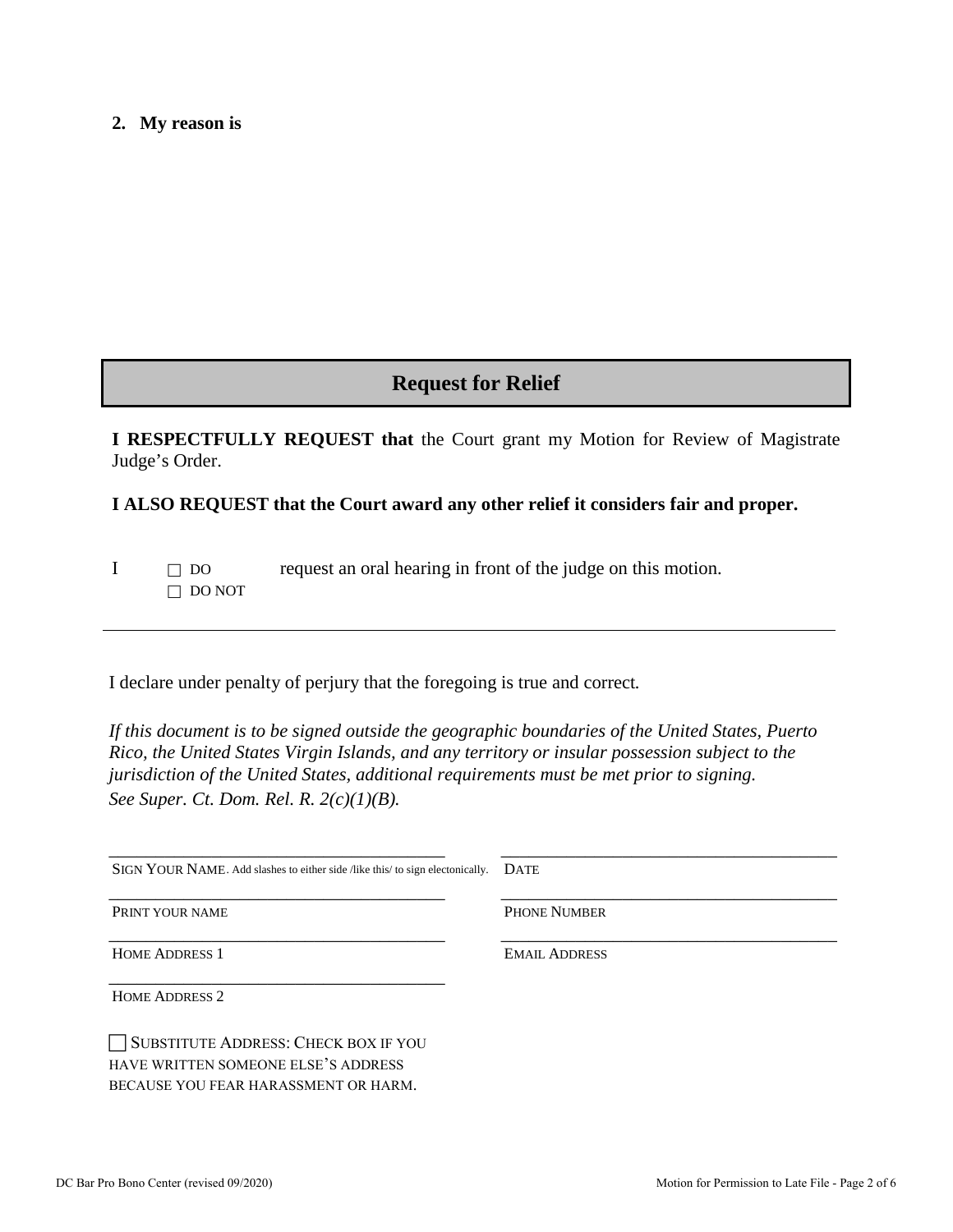**2. My reason is**

## Request for Relief

**I RESPECTFULLY REQUEST that** the Court grant my Motion for Review of Magistrate Judge's Order.

**I ALSO REQUEST that the Court award any other relief it considers fair and proper.**

I ☐ DO ☐ DO NOT request an oral hearing in front of the judge on this motion.

---

I declare under penalty of perjury that the foregoing is true and correct.

*If this document is to be signed outside the geographic boundaries of the United States, Puerto Rico, the United States Virgin Islands, and any territory or insular possession subject to the jurisdiction of the United States, additional requirements must be met prior to signing. See Super. Ct. Dom. Rel. R. 2(c)(1)(B).*

| | |
|---|---|
| ______________________________ | ______________________________ |
| SIGN YOUR NAME. Add slashes to either side /like this/ to sign electonically. | DATE |
| ______________________________ | ______________________________ |
| PRINT YOUR NAME | PHONE NUMBER |
| ______________________________ | ______________________________ |
| HOME ADDRESS 1 | EMAIL ADDRESS |
| ______________________________ | |
| HOME ADDRESS 2 | |

☐ SUBSTITUTE ADDRESS: CHECK BOX IF YOU HAVE WRITTEN SOMEONE ELSE'S ADDRESS BECAUSE YOU FEAR HARASSMENT OR HARM.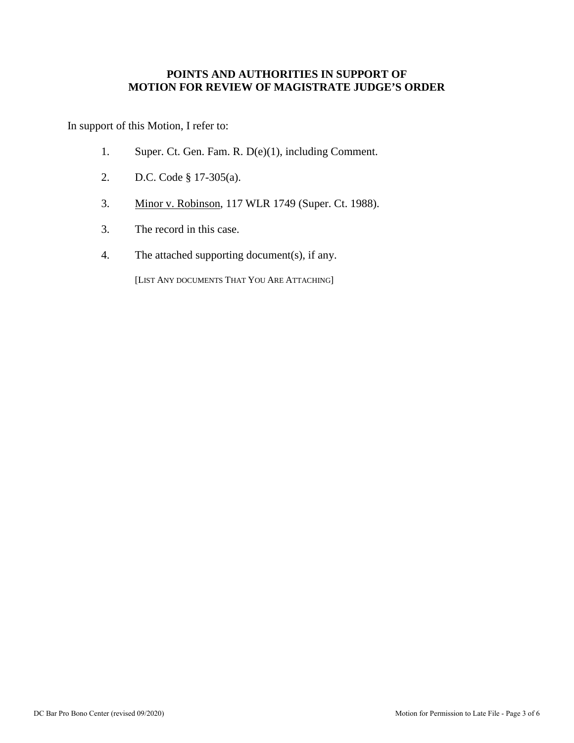**POINTS AND AUTHORITIES IN SUPPORT OF MOTION FOR REVIEW OF MAGISTRATE JUDGE'S ORDER**

In support of this Motion, I refer to:

1. Super. Ct. Gen. Fam. R. D(e)(1), including Comment.

2. D.C. Code § 17-305(a).

3. Minor v. Robinson, 117 WLR 1749 (Super. Ct. 1988).

3. The record in this case.

4. The attached supporting document(s), if any.

   [LIST ANY DOCUMENTS THAT YOU ARE ATTACHING]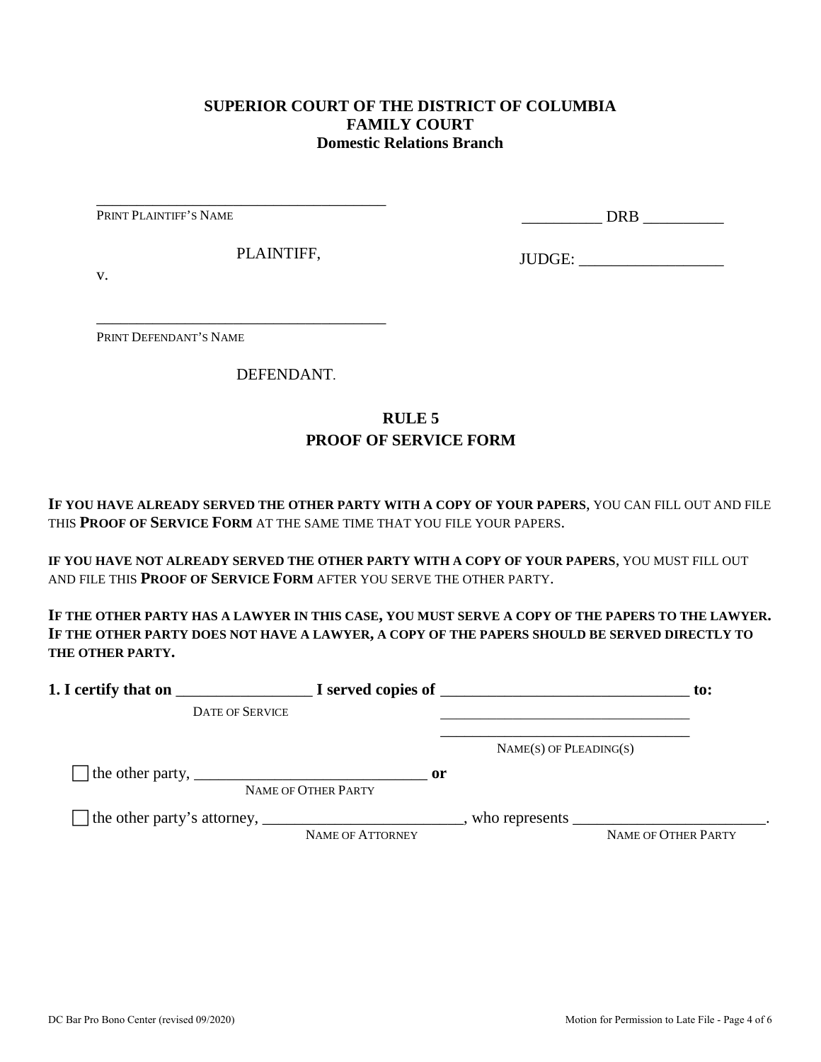**SUPERIOR COURT OF THE DISTRICT OF COLUMBIA**
**FAMILY COURT**
**Domestic Relations Branch**

____________________________________
PRINT PLAINTIFF'S NAME

PLAINTIFF,

v.

____________________________________
PRINT DEFENDANT'S NAME

DEFENDANT.

__________ DRB __________

JUDGE: __________________

## RULE 5
## PROOF OF SERVICE FORM

**IF YOU HAVE ALREADY SERVED THE OTHER PARTY WITH A COPY OF YOUR PAPERS**, YOU CAN FILL OUT AND FILE THIS **PROOF OF SERVICE FORM** AT THE SAME TIME THAT YOU FILE YOUR PAPERS.

**IF YOU HAVE NOT ALREADY SERVED THE OTHER PARTY WITH A COPY OF YOUR PAPERS**, YOU MUST FILL OUT AND FILE THIS **PROOF OF SERVICE FORM** AFTER YOU SERVE THE OTHER PARTY.

**IF THE OTHER PARTY HAS A LAWYER IN THIS CASE, YOU MUST SERVE A COPY OF THE PAPERS TO THE LAWYER. IF THE OTHER PARTY DOES NOT HAVE A LAWYER, A COPY OF THE PAPERS SHOULD BE SERVED DIRECTLY TO THE OTHER PARTY.**

**1. I certify that on** _________________ **I served copies of** _______________________________ **to:**
DATE OF SERVICE
_______________________________
_______________________________
NAME(S) OF PLEADING(S)

☐ the other party, _____________________________ **or**
NAME OF OTHER PARTY

☐ the other party's attorney, _________________________, who represents ________________________.
NAME OF ATTORNEY NAME OF OTHER PARTY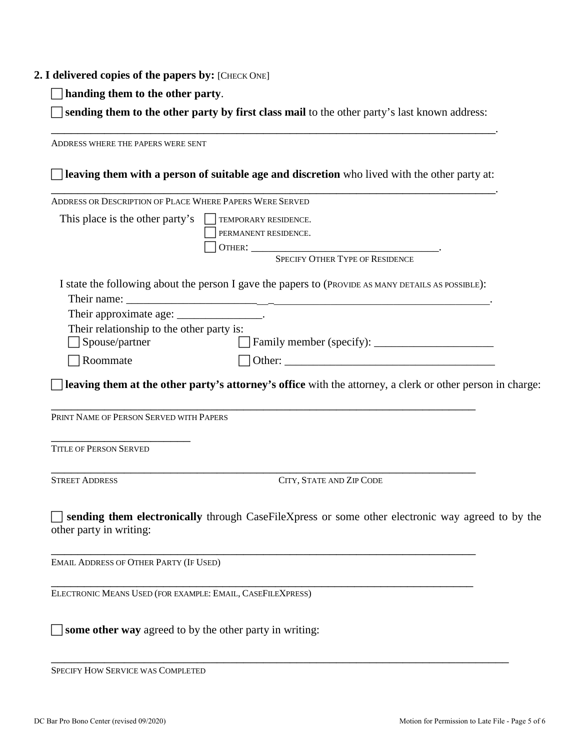**2. I delivered copies of the papers by:** [CHECK ONE]

☐ **handing them to the other party**.

☐ **sending them to the other party by first class mail** to the other party's last known address:

______________________________________________________________________________.
ADDRESS WHERE THE PAPERS WERE SENT

☐ **leaving them with a person of suitable age and discretion** who lived with the other party at:

______________________________________________________________________________.
ADDRESS OR DESCRIPTION OF PLACE WHERE PAPERS WERE SERVED

This place is the other party's ☐ TEMPORARY RESIDENCE.
☐ PERMANENT RESIDENCE.
☐ OTHER: ___________________________________.
SPECIFY OTHER TYPE OF RESIDENCE

I state the following about the person I gave the papers to (PROVIDE AS MANY DETAILS AS POSSIBLE):

Their name: ______________________________________________________________.

Their approximate age: _______________.

Their relationship to the other party is:

☐ Spouse/partner ☐ Family member (specify): _____________________

☐ Roommate ☐ Other: ______________________________________

☐ **leaving them at the other party's attorney's office** with the attorney, a clerk or other person in charge:

______________________________________________________________________________
PRINT NAME OF PERSON SERVED WITH PAPERS

__________________________
TITLE OF PERSON SERVED

______________________________________________________________________________
STREET ADDRESS CITY, STATE AND ZIP CODE

☐ **sending them electronically** through CaseFileXpress or some other electronic way agreed to by the other party in writing:

______________________________________________________________________________
EMAIL ADDRESS OF OTHER PARTY (IF USED)

______________________________________________________________________________
ELECTRONIC MEANS USED (FOR EXAMPLE: EMAIL, CASEFILEXPRESS)

☐ **some other way** agreed to by the other party in writing:

______________________________________________________________________________
SPECIFY HOW SERVICE WAS COMPLETED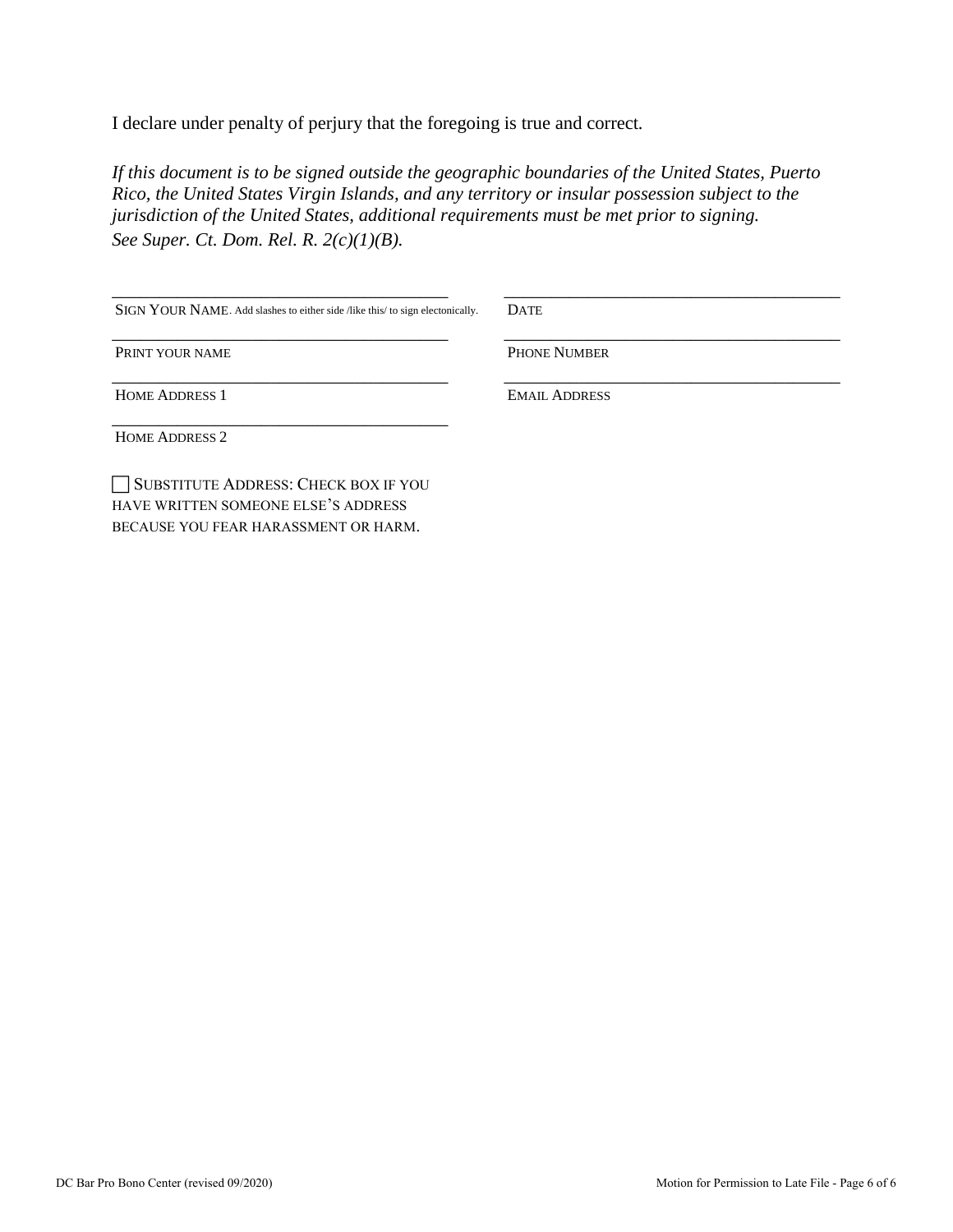I declare under penalty of perjury that the foregoing is true and correct.

*If this document is to be signed outside the geographic boundaries of the United States, Puerto Rico, the United States Virgin Islands, and any territory or insular possession subject to the jurisdiction of the United States, additional requirements must be met prior to signing. See Super. Ct. Dom. Rel. R. 2(c)(1)(B).*

| | |
|---|---|
| ______________________________ | ______________________________ |
| SIGN YOUR NAME. Add slashes to either side /like this/ to sign electonically. | DATE |
| ______________________________ | ______________________________ |
| PRINT YOUR NAME | PHONE NUMBER |
| ______________________________ | ______________________________ |
| HOME ADDRESS 1 | EMAIL ADDRESS |
| ______________________________ | |
| HOME ADDRESS 2 | |

☐ SUBSTITUTE ADDRESS: CHECK BOX IF YOU HAVE WRITTEN SOMEONE ELSE'S ADDRESS BECAUSE YOU FEAR HARASSMENT OR HARM.